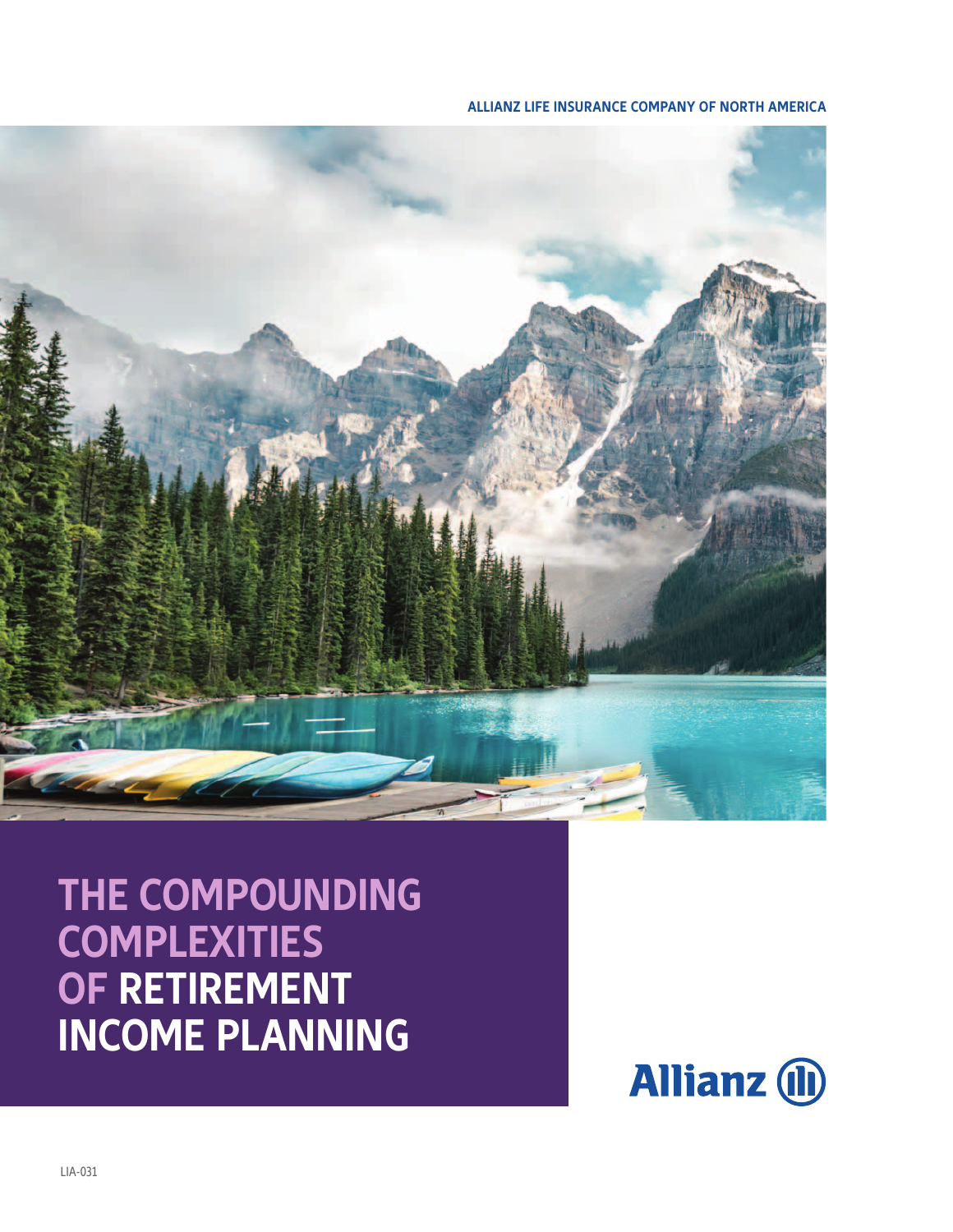ALLIANZ LIFE INSURANCE COMPANY OF NORTH AMERICA

# THE COMPOUNDING COMPLEXITIES OF RETIREMENT INCOME PLANNING

Allianz

LIA-031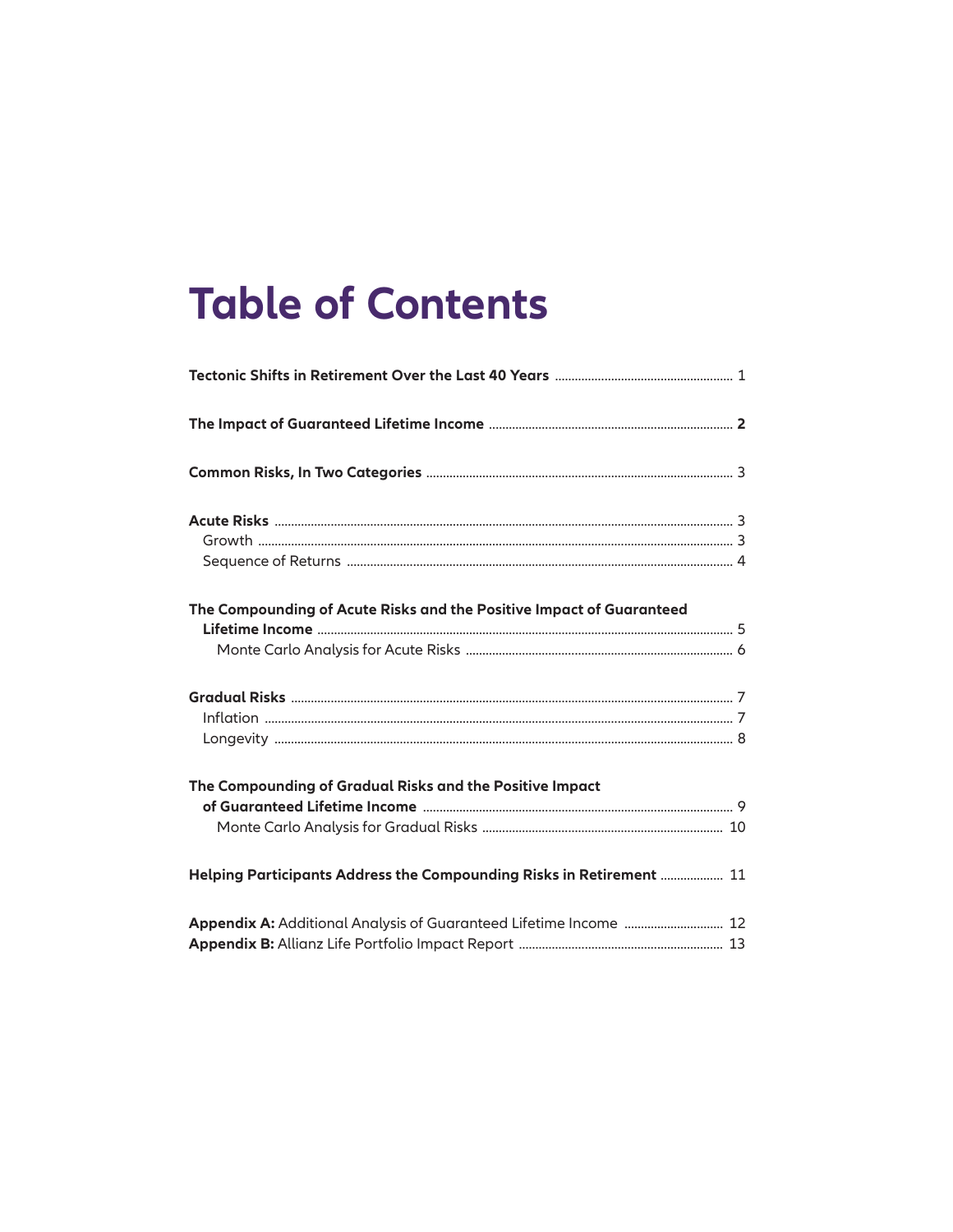# Table of Contents

**Tectonic Shifts in Retirement Over the Last 40 Years** ..... 1

**The Impact of Guaranteed Lifetime Income** ..... **2**

**Common Risks, In Two Categories** ..... 3

**Acute Risks** ..... 3
- Growth ..... 3
- Sequence of Returns ..... 4

**The Compounding of Acute Risks and the Positive Impact of Guaranteed Lifetime Income** ..... 5
- Monte Carlo Analysis for Acute Risks ..... 6

**Gradual Risks** ..... 7
- Inflation ..... 7
- Longevity ..... 8

**The Compounding of Gradual Risks and the Positive Impact of Guaranteed Lifetime Income** ..... 9
- Monte Carlo Analysis for Gradual Risks ..... 10

**Helping Participants Address the Compounding Risks in Retirement** ..... 11

**Appendix A:** Additional Analysis of Guaranteed Lifetime Income ..... 12
**Appendix B:** Allianz Life Portfolio Impact Report ..... 13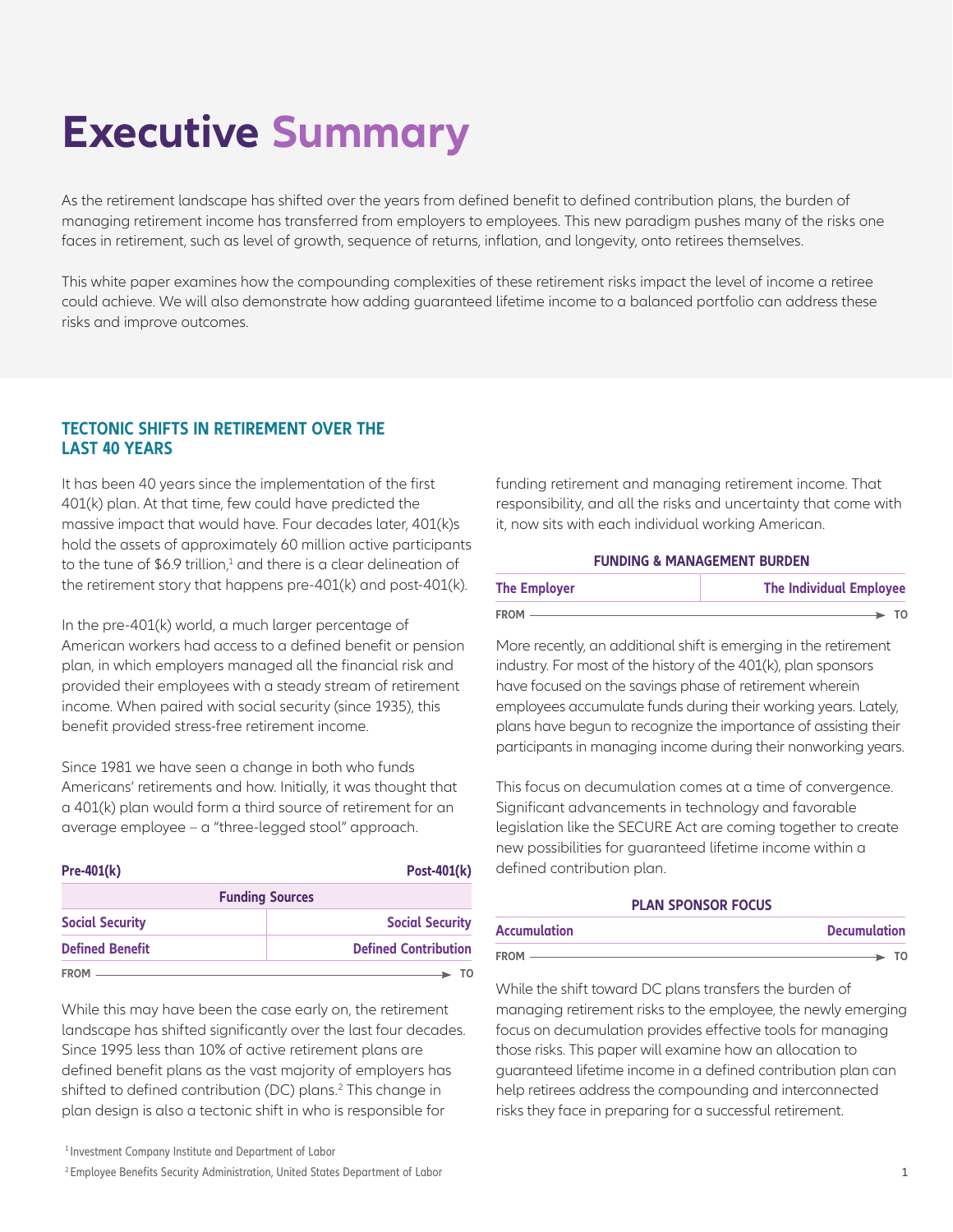# Executive Summary

As the retirement landscape has shifted over the years from defined benefit to defined contribution plans, the burden of managing retirement income has transferred from employers to employees. This new paradigm pushes many of the risks one faces in retirement, such as level of growth, sequence of returns, inflation, and longevity, onto retirees themselves.

This white paper examines how the compounding complexities of these retirement risks impact the level of income a retiree could achieve. We will also demonstrate how adding guaranteed lifetime income to a balanced portfolio can address these risks and improve outcomes.

## TECTONIC SHIFTS IN RETIREMENT OVER THE LAST 40 YEARS

It has been 40 years since the implementation of the first 401(k) plan. At that time, few could have predicted the massive impact that would have. Four decades later, 401(k)s hold the assets of approximately 60 million active participants to the tune of $6.9 trillion,[1] and there is a clear delineation of the retirement story that happens pre-401(k) and post-401(k).

In the pre-401(k) world, a much larger percentage of American workers had access to a defined benefit or pension plan, in which employers managed all the financial risk and provided their employees with a steady stream of retirement income. When paired with social security (since 1935), this benefit provided stress-free retirement income.

Since 1981 we have seen a change in both who funds Americans' retirements and how. Initially, it was thought that a 401(k) plan would form a third source of retirement for an average employee – a "three-legged stool" approach.

| Pre-401(k) | Post-401(k) |
|---|---|
| **Funding Sources** | |
| Social Security | Social Security |
| Defined Benefit | Defined Contribution |
| FROM | → TO |

While this may have been the case early on, the retirement landscape has shifted significantly over the last four decades. Since 1995 less than 10% of active retirement plans are defined benefit plans as the vast majority of employers has shifted to defined contribution (DC) plans.[2] This change in plan design is also a tectonic shift in who is responsible for funding retirement and managing retirement income. That responsibility, and all the risks and uncertainty that come with it, now sits with each individual working American.

**FUNDING & MANAGEMENT BURDEN**

| The Employer | The Individual Employee |
|---|---|
| FROM | → TO |

More recently, an additional shift is emerging in the retirement industry. For most of the history of the 401(k), plan sponsors have focused on the savings phase of retirement wherein employees accumulate funds during their working years. Lately, plans have begun to recognize the importance of assisting their participants in managing income during their nonworking years.

This focus on decumulation comes at a time of convergence. Significant advancements in technology and favorable legislation like the SECURE Act are coming together to create new possibilities for guaranteed lifetime income within a defined contribution plan.

**PLAN SPONSOR FOCUS**

| Accumulation | Decumulation |
|---|---|
| FROM | → TO |

While the shift toward DC plans transfers the burden of managing retirement risks to the employee, the newly emerging focus on decumulation provides effective tools for managing those risks. This paper will examine how an allocation to guaranteed lifetime income in a defined contribution plan can help retirees address the compounding and interconnected risks they face in preparing for a successful retirement.

[1] Investment Company Institute and Department of Labor

[2] Employee Benefits Security Administration, United States Department of Labor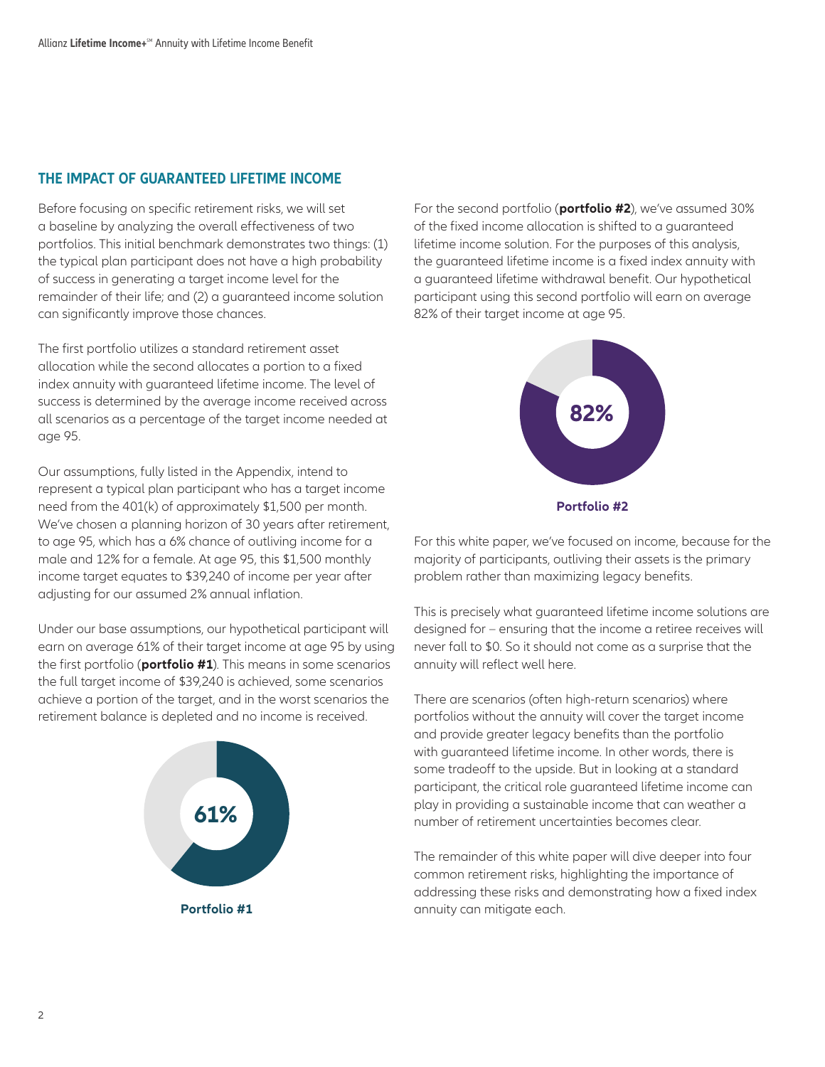## THE IMPACT OF GUARANTEED LIFETIME INCOME

Before focusing on specific retirement risks, we will set a baseline by analyzing the overall effectiveness of two portfolios. This initial benchmark demonstrates two things: (1) the typical plan participant does not have a high probability of success in generating a target income level for the remainder of their life; and (2) a guaranteed income solution can significantly improve those chances.

The first portfolio utilizes a standard retirement asset allocation while the second allocates a portion to a fixed index annuity with guaranteed lifetime income. The level of success is determined by the average income received across all scenarios as a percentage of the target income needed at age 95.

Our assumptions, fully listed in the Appendix, intend to represent a typical plan participant who has a target income need from the 401(k) of approximately $1,500 per month. We've chosen a planning horizon of 30 years after retirement, to age 95, which has a 6% chance of outliving income for a male and 12% for a female. At age 95, this $1,500 monthly income target equates to $39,240 of income per year after adjusting for our assumed 2% annual inflation.

Under our base assumptions, our hypothetical participant will earn on average 61% of their target income at age 95 by using the first portfolio (**portfolio #1**). This means in some scenarios the full target income of $39,240 is achieved, some scenarios achieve a portion of the target, and in the worst scenarios the retirement balance is depleted and no income is received.

61%

**Portfolio #1**

For the second portfolio (**portfolio #2**), we've assumed 30% of the fixed income allocation is shifted to a guaranteed lifetime income solution. For the purposes of this analysis, the guaranteed lifetime income is a fixed index annuity with a guaranteed lifetime withdrawal benefit. Our hypothetical participant using this second portfolio will earn on average 82% of their target income at age 95.

82%

**Portfolio #2**

For this white paper, we've focused on income, because for the majority of participants, outliving their assets is the primary problem rather than maximizing legacy benefits.

This is precisely what guaranteed lifetime income solutions are designed for – ensuring that the income a retiree receives will never fall to $0. So it should not come as a surprise that the annuity will reflect well here.

There are scenarios (often high-return scenarios) where portfolios without the annuity will cover the target income and provide greater legacy benefits than the portfolio with guaranteed lifetime income. In other words, there is some tradeoff to the upside. But in looking at a standard participant, the critical role guaranteed lifetime income can play in providing a sustainable income that can weather a number of retirement uncertainties becomes clear.

The remainder of this white paper will dive deeper into four common retirement risks, highlighting the importance of addressing these risks and demonstrating how a fixed index annuity can mitigate each.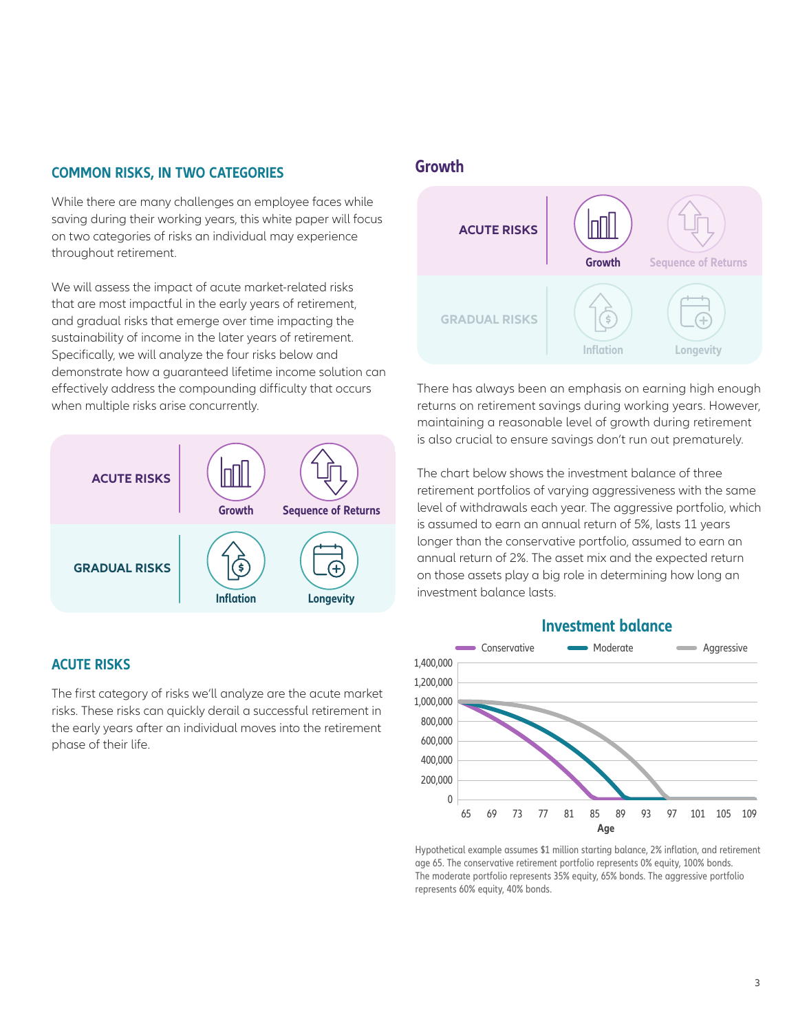## COMMON RISKS, IN TWO CATEGORIES

While there are many challenges an employee faces while saving during their working years, this white paper will focus on two categories of risks an individual may experience throughout retirement.

We will assess the impact of acute market-related risks that are most impactful in the early years of retirement, and gradual risks that emerge over time impacting the sustainability of income in the later years of retirement. Specifically, we will analyze the four risks below and demonstrate how a guaranteed lifetime income solution can effectively address the compounding difficulty that occurs when multiple risks arise concurrently.

| | | |
|---|---|---|
| **ACUTE RISKS** | Growth | Sequence of Returns |
| **GRADUAL RISKS** | Inflation | Longevity |

## ACUTE RISKS

The first category of risks we'll analyze are the acute market risks. These risks can quickly derail a successful retirement in the early years after an individual moves into the retirement phase of their life.

## Growth

| | | |
|---|---|---|
| **ACUTE RISKS** | **Growth** | Sequence of Returns |
| GRADUAL RISKS | Inflation | Longevity |

There has always been an emphasis on earning high enough returns on retirement savings during working years. However, maintaining a reasonable level of growth during retirement is also crucial to ensure savings don't run out prematurely.

The chart below shows the investment balance of three retirement portfolios of varying aggressiveness with the same level of withdrawals each year. The aggressive portfolio, which is assumed to earn an annual return of 5%, lasts 11 years longer than the conservative portfolio, assumed to earn an annual return of 2%. The asset mix and the expected return on those assets play a big role in determining how long an investment balance lasts.

### Investment balance

Hypothetical example assumes $1 million starting balance, 2% inflation, and retirement age 65. The conservative retirement portfolio represents 0% equity, 100% bonds. The moderate portfolio represents 35% equity, 65% bonds. The aggressive portfolio represents 60% equity, 40% bonds.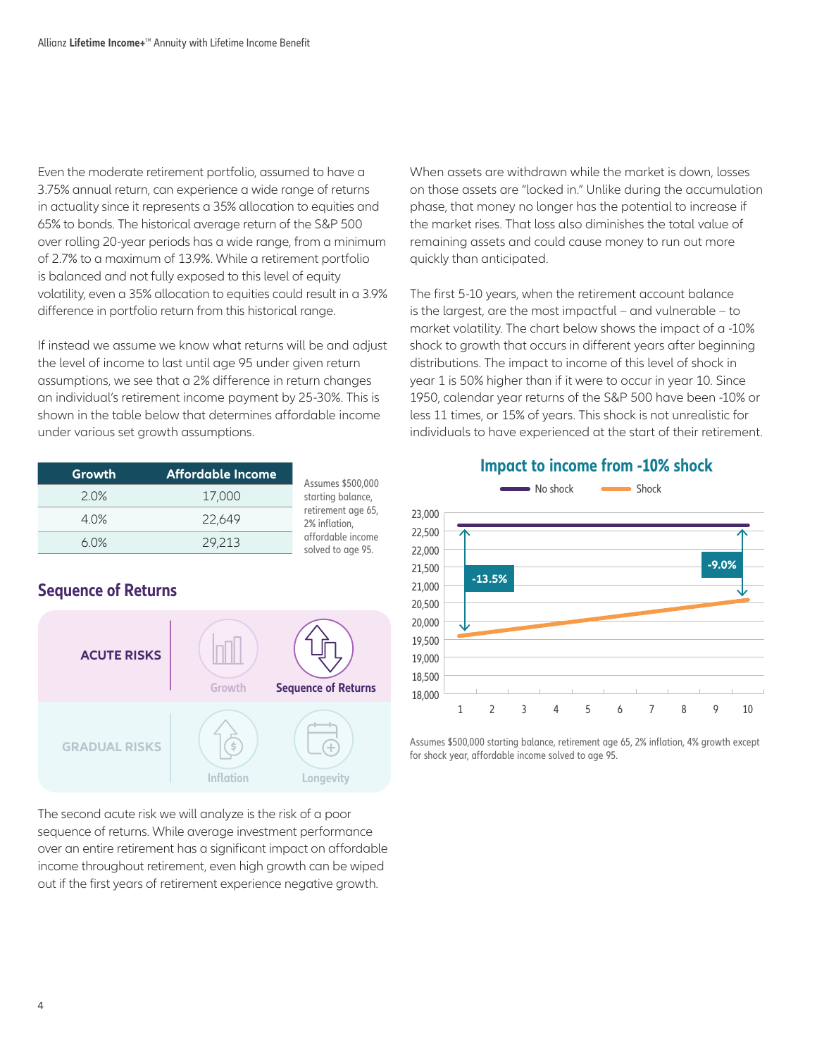Even the moderate retirement portfolio, assumed to have a 3.75% annual return, can experience a wide range of returns in actuality since it represents a 35% allocation to equities and 65% to bonds. The historical average return of the S&P 500 over rolling 20-year periods has a wide range, from a minimum of 2.7% to a maximum of 13.9%. While a retirement portfolio is balanced and not fully exposed to this level of equity volatility, even a 35% allocation to equities could result in a 3.9% difference in portfolio return from this historical range.

If instead we assume we know what returns will be and adjust the level of income to last until age 95 under given return assumptions, we see that a 2% difference in return changes an individual's retirement income payment by 25-30%. This is shown in the table below that determines affordable income under various set growth assumptions.

| Growth | Affordable Income |
|---|---|
| 2.0% | 17,000 |
| 4.0% | 22,649 |
| 6.0% | 29,213 |

Assumes $500,000 starting balance, retirement age 65, 2% inflation, affordable income solved to age 95.

## Sequence of Returns

ACUTE RISKS: Growth, Sequence of Returns

GRADUAL RISKS: Inflation, Longevity

The second acute risk we will analyze is the risk of a poor sequence of returns. While average investment performance over an entire retirement has a significant impact on affordable income throughout retirement, even high growth can be wiped out if the first years of retirement experience negative growth.

When assets are withdrawn while the market is down, losses on those assets are "locked in." Unlike during the accumulation phase, that money no longer has the potential to increase if the market rises. That loss also diminishes the total value of remaining assets and could cause money to run out more quickly than anticipated.

The first 5-10 years, when the retirement account balance is the largest, are the most impactful – and vulnerable – to market volatility. The chart below shows the impact of a -10% shock to growth that occurs in different years after beginning distributions. The impact to income of this level of shock in year 1 is 50% higher than if it were to occur in year 10. Since 1950, calendar year returns of the S&P 500 have been -10% or less 11 times, or 15% of years. This shock is not unrealistic for individuals to have experienced at the start of their retirement.

### Impact to income from -10% shock

Legend: No shock; Shock. No shock income is approximately 22,650 across years 1–10. Shock income rises from approximately 19,600 in year 1 (-13.5%) to approximately 20,600 in year 10 (-9.0%).

Assumes $500,000 starting balance, retirement age 65, 2% inflation, 4% growth except for shock year, affordable income solved to age 95.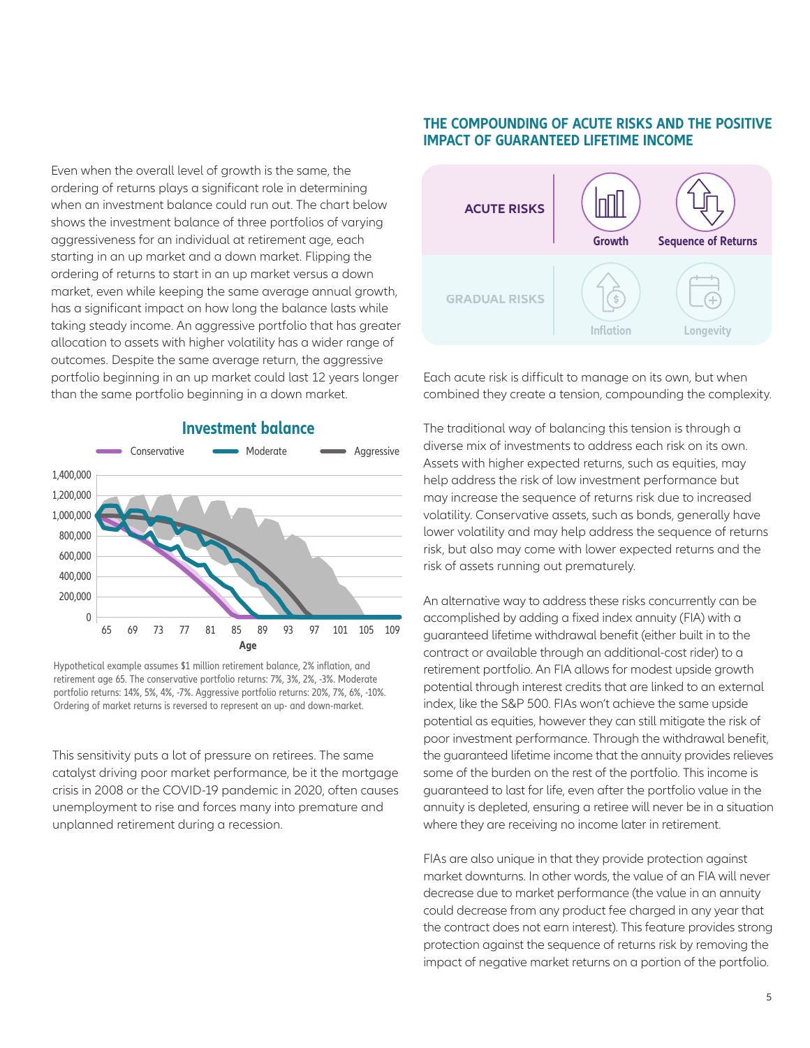Even when the overall level of growth is the same, the ordering of returns plays a significant role in determining when an investment balance could run out. The chart below shows the investment balance of three portfolios of varying aggressiveness for an individual at retirement age, each starting in an up market and a down market. Flipping the ordering of returns to start in an up market versus a down market, even while keeping the same average annual growth, has a significant impact on how long the balance lasts while taking steady income. An aggressive portfolio that has greater allocation to assets with higher volatility has a wider range of outcomes. Despite the same average return, the aggressive portfolio beginning in an up market could last 12 years longer than the same portfolio beginning in a down market.

**Investment balance**

Hypothetical example assumes $1 million retirement balance, 2% inflation, and retirement age 65. The conservative portfolio returns: 7%, 3%, 2%, -3%. Moderate portfolio returns: 14%, 5%, 4%, -7%. Aggressive portfolio returns: 20%, 7%, 6%, -10%. Ordering of market returns is reversed to represent an up- and down-market.

This sensitivity puts a lot of pressure on retirees. The same catalyst driving poor market performance, be it the mortgage crisis in 2008 or the COVID-19 pandemic in 2020, often causes unemployment to rise and forces many into premature and unplanned retirement during a recession.

## THE COMPOUNDING OF ACUTE RISKS AND THE POSITIVE IMPACT OF GUARANTEED LIFETIME INCOME

| | | |
|---|---|---|
| ACUTE RISKS | Growth | Sequence of Returns |
| GRADUAL RISKS | Inflation | Longevity |

Each acute risk is difficult to manage on its own, but when combined they create a tension, compounding the complexity.

The traditional way of balancing this tension is through a diverse mix of investments to address each risk on its own. Assets with higher expected returns, such as equities, may help address the risk of low investment performance but may increase the sequence of returns risk due to increased volatility. Conservative assets, such as bonds, generally have lower volatility and may help address the sequence of returns risk, but also may come with lower expected returns and the risk of assets running out prematurely.

An alternative way to address these risks concurrently can be accomplished by adding a fixed index annuity (FIA) with a guaranteed lifetime withdrawal benefit (either built in to the contract or available through an additional-cost rider) to a retirement portfolio. An FIA allows for modest upside growth potential through interest credits that are linked to an external index, like the S&P 500. FIAs won't achieve the same upside potential as equities, however they can still mitigate the risk of poor investment performance. Through the withdrawal benefit, the guaranteed lifetime income that the annuity provides relieves some of the burden on the rest of the portfolio. This income is guaranteed to last for life, even after the portfolio value in the annuity is depleted, ensuring a retiree will never be in a situation where they are receiving no income later in retirement.

FIAs are also unique in that they provide protection against market downturns. In other words, the value of an FIA will never decrease due to market performance (the value in an annuity could decrease from any product fee charged in any year that the contract does not earn interest). This feature provides strong protection against the sequence of returns risk by removing the impact of negative market returns on a portion of the portfolio.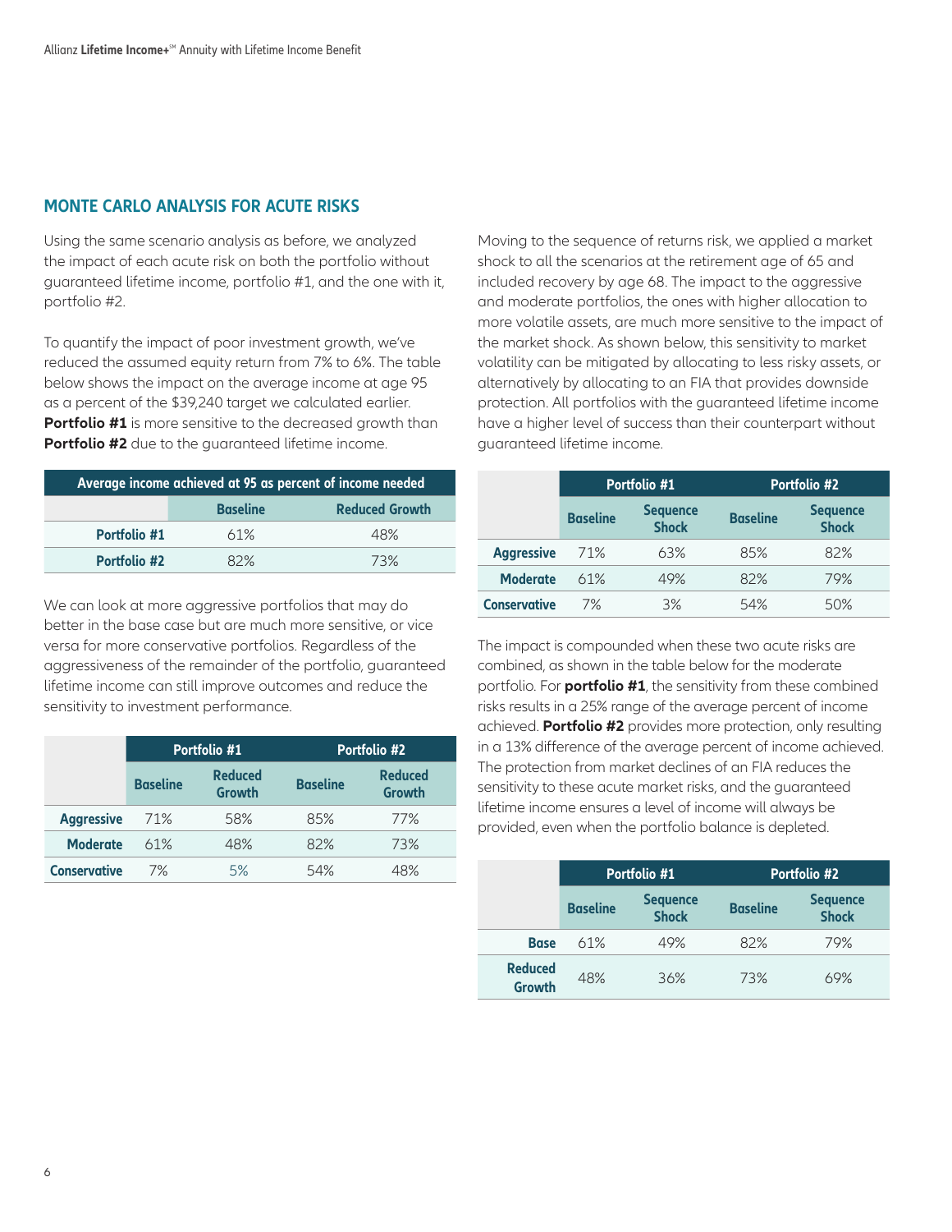## MONTE CARLO ANALYSIS FOR ACUTE RISKS

Using the same scenario analysis as before, we analyzed the impact of each acute risk on both the portfolio without guaranteed lifetime income, portfolio #1, and the one with it, portfolio #2.

To quantify the impact of poor investment growth, we've reduced the assumed equity return from 7% to 6%. The table below shows the impact on the average income at age 95 as a percent of the $39,240 target we calculated earlier. **Portfolio #1** is more sensitive to the decreased growth than **Portfolio #2** due to the guaranteed lifetime income.

| Average income achieved at 95 as percent of income needed | | |
|---|---|---|
| | Baseline | Reduced Growth |
| Portfolio #1 | 61% | 48% |
| Portfolio #2 | 82% | 73% |

We can look at more aggressive portfolios that may do better in the base case but are much more sensitive, or vice versa for more conservative portfolios. Regardless of the aggressiveness of the remainder of the portfolio, guaranteed lifetime income can still improve outcomes and reduce the sensitivity to investment performance.

| | Portfolio #1 | | Portfolio #2 | |
|---|---|---|---|---|
| | Baseline | Reduced Growth | Baseline | Reduced Growth |
| Aggressive | 71% | 58% | 85% | 77% |
| Moderate | 61% | 48% | 82% | 73% |
| Conservative | 7% | 5% | 54% | 48% |

Moving to the sequence of returns risk, we applied a market shock to all the scenarios at the retirement age of 65 and included recovery by age 68. The impact to the aggressive and moderate portfolios, the ones with higher allocation to more volatile assets, are much more sensitive to the impact of the market shock. As shown below, this sensitivity to market volatility can be mitigated by allocating to less risky assets, or alternatively by allocating to an FIA that provides downside protection. All portfolios with the guaranteed lifetime income have a higher level of success than their counterpart without guaranteed lifetime income.

| | Portfolio #1 | | Portfolio #2 | |
|---|---|---|---|---|
| | Baseline | Sequence Shock | Baseline | Sequence Shock |
| Aggressive | 71% | 63% | 85% | 82% |
| Moderate | 61% | 49% | 82% | 79% |
| Conservative | 7% | 3% | 54% | 50% |

The impact is compounded when these two acute risks are combined, as shown in the table below for the moderate portfolio. For **portfolio #1**, the sensitivity from these combined risks results in a 25% range of the average percent of income achieved. **Portfolio #2** provides more protection, only resulting in a 13% difference of the average percent of income achieved. The protection from market declines of an FIA reduces the sensitivity to these acute market risks, and the guaranteed lifetime income ensures a level of income will always be provided, even when the portfolio balance is depleted.

| | Portfolio #1 | | Portfolio #2 | |
|---|---|---|---|---|
| | Baseline | Sequence Shock | Baseline | Sequence Shock |
| Base | 61% | 49% | 82% | 79% |
| Reduced Growth | 48% | 36% | 73% | 69% |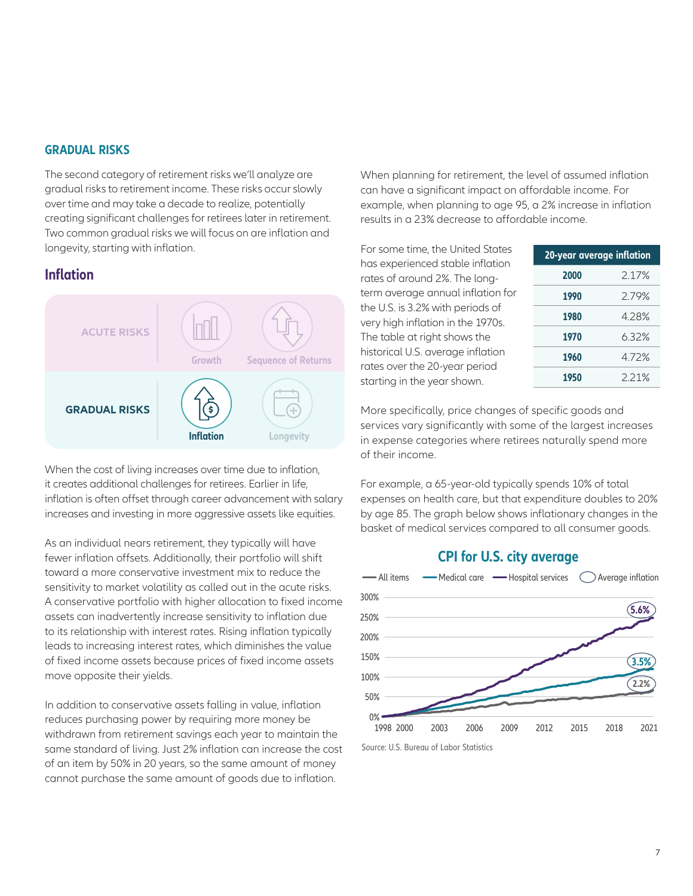## GRADUAL RISKS

The second category of retirement risks we'll analyze are gradual risks to retirement income. These risks occur slowly over time and may take a decade to realize, potentially creating significant challenges for retirees later in retirement. Two common gradual risks we will focus on are inflation and longevity, starting with inflation.

### Inflation

ACUTE RISKS — Growth, Sequence of Returns
GRADUAL RISKS — **Inflation**, Longevity

When the cost of living increases over time due to inflation, it creates additional challenges for retirees. Earlier in life, inflation is often offset through career advancement with salary increases and investing in more aggressive assets like equities.

As an individual nears retirement, they typically will have fewer inflation offsets. Additionally, their portfolio will shift toward a more conservative investment mix to reduce the sensitivity to market volatility as called out in the acute risks. A conservative portfolio with higher allocation to fixed income assets can inadvertently increase sensitivity to inflation due to its relationship with interest rates. Rising inflation typically leads to increasing interest rates, which diminishes the value of fixed income assets because prices of fixed income assets move opposite their yields.

In addition to conservative assets falling in value, inflation reduces purchasing power by requiring more money be withdrawn from retirement savings each year to maintain the same standard of living. Just 2% inflation can increase the cost of an item by 50% in 20 years, so the same amount of money cannot purchase the same amount of goods due to inflation.

When planning for retirement, the level of assumed inflation can have a significant impact on affordable income. For example, when planning to age 95, a 2% increase in inflation results in a 23% decrease to affordable income.

For some time, the United States has experienced stable inflation rates of around 2%. The long-term average annual inflation for the U.S. is 3.2% with periods of very high inflation in the 1970s. The table at right shows the historical U.S. average inflation rates over the 20-year period starting in the year shown.

| 20-year average inflation | |
|---|---|
| **2000** | 2.17% |
| **1990** | 2.79% |
| **1980** | 4.28% |
| **1970** | 6.32% |
| **1960** | 4.72% |
| **1950** | 2.21% |

More specifically, price changes of specific goods and services vary significantly with some of the largest increases in expense categories where retirees naturally spend more of their income.

For example, a 65-year-old typically spends 10% of total expenses on health care, but that expenditure doubles to 20% by age 85. The graph below shows inflationary changes in the basket of medical services compared to all consumer goods.

**CPI for U.S. city average**

Legend: All items, Medical care, Hospital services, Average inflation

Average inflation: Hospital services 5.6%; Medical care 3.5%; All items 2.2%

Y-axis: 0%, 50%, 100%, 150%, 200%, 250%, 300%
X-axis: 1998, 2000, 2003, 2006, 2009, 2012, 2015, 2018, 2021

Source: U.S. Bureau of Labor Statistics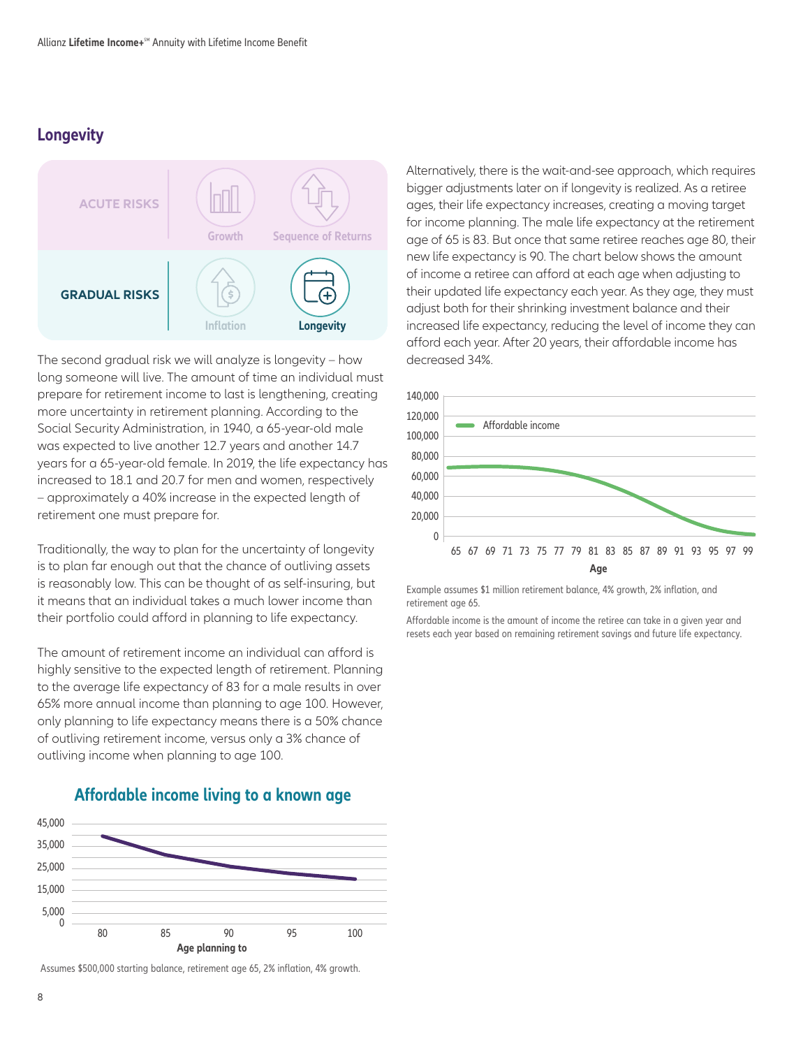## Longevity

ACUTE RISKS: Growth, Sequence of Returns

GRADUAL RISKS: Inflation, **Longevity**

The second gradual risk we will analyze is longevity – how long someone will live. The amount of time an individual must prepare for retirement income to last is lengthening, creating more uncertainty in retirement planning. According to the Social Security Administration, in 1940, a 65-year-old male was expected to live another 12.7 years and another 14.7 years for a 65-year-old female. In 2019, the life expectancy has increased to 18.1 and 20.7 for men and women, respectively – approximately a 40% increase in the expected length of retirement one must prepare for.

Traditionally, the way to plan for the uncertainty of longevity is to plan far enough out that the chance of outliving assets is reasonably low. This can be thought of as self-insuring, but it means that an individual takes a much lower income than their portfolio could afford in planning to life expectancy.

The amount of retirement income an individual can afford is highly sensitive to the expected length of retirement. Planning to the average life expectancy of 83 for a male results in over 65% more annual income than planning to age 100. However, only planning to life expectancy means there is a 50% chance of outliving retirement income, versus only a 3% chance of outliving income when planning to age 100.

### Affordable income living to a known age

Assumes $500,000 starting balance, retirement age 65, 2% inflation, 4% growth.

Alternatively, there is the wait-and-see approach, which requires bigger adjustments later on if longevity is realized. As a retiree ages, their life expectancy increases, creating a moving target for income planning. The male life expectancy at the retirement age of 65 is 83. But once that same retiree reaches age 80, their new life expectancy is 90. The chart below shows the amount of income a retiree can afford at each age when adjusting to their updated life expectancy each year. As they age, they must adjust both for their shrinking investment balance and their increased life expectancy, reducing the level of income they can afford each year. After 20 years, their affordable income has decreased 34%.

Example assumes $1 million retirement balance, 4% growth, 2% inflation, and retirement age 65.

Affordable income is the amount of income the retiree can take in a given year and resets each year based on remaining retirement savings and future life expectancy.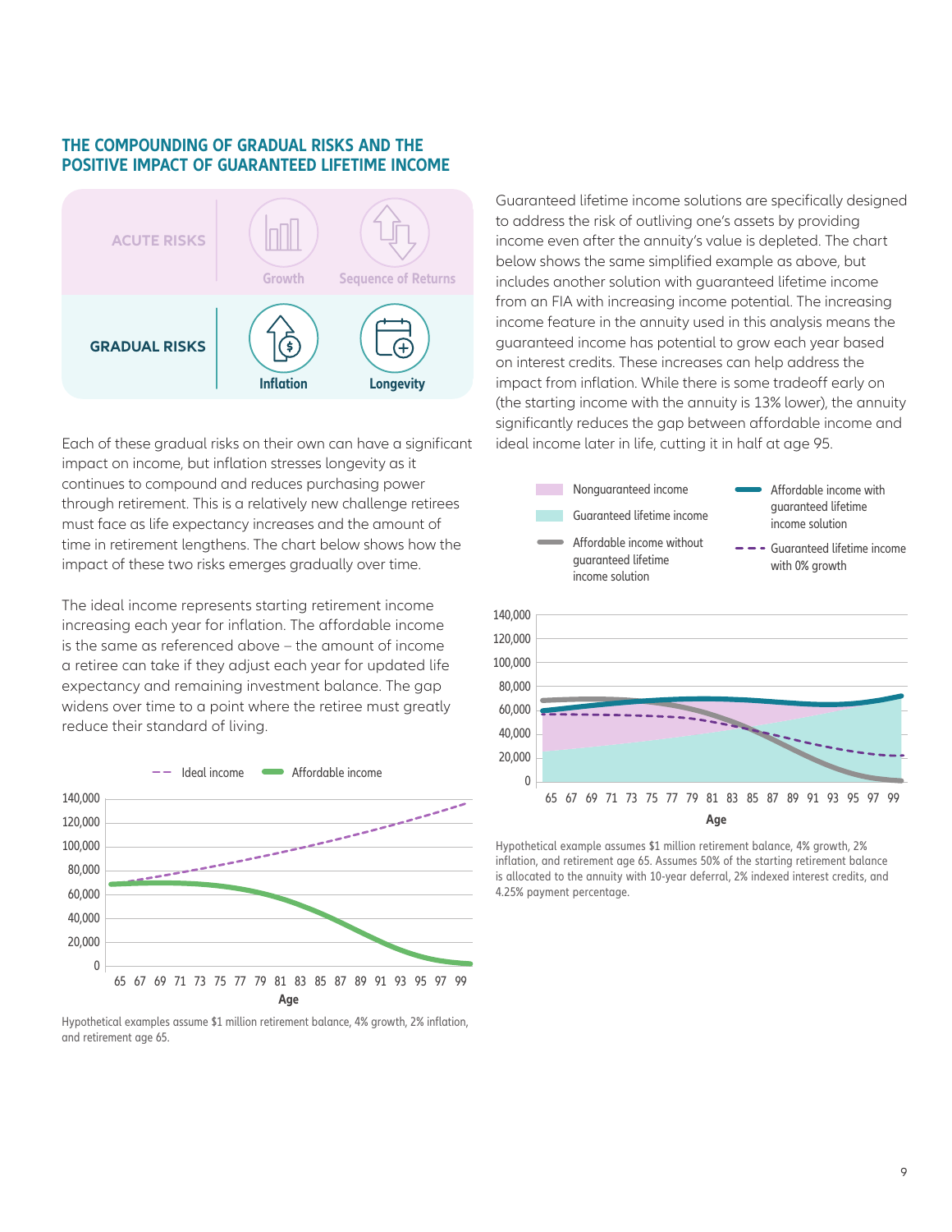## THE COMPOUNDING OF GRADUAL RISKS AND THE POSITIVE IMPACT OF GUARANTEED LIFETIME INCOME

| ACUTE RISKS | Growth | Sequence of Returns |
|---|---|---|
| **GRADUAL RISKS** | **Inflation** | **Longevity** |

Each of these gradual risks on their own can have a significant impact on income, but inflation stresses longevity as it continues to compound and reduces purchasing power through retirement. This is a relatively new challenge retirees must face as life expectancy increases and the amount of time in retirement lengthens. The chart below shows how the impact of these two risks emerges gradually over time.

The ideal income represents starting retirement income increasing each year for inflation. The affordable income is the same as referenced above – the amount of income a retiree can take if they adjust each year for updated life expectancy and remaining investment balance. The gap widens over time to a point where the retiree must greatly reduce their standard of living.

Hypothetical examples assume $1 million retirement balance, 4% growth, 2% inflation, and retirement age 65.

Guaranteed lifetime income solutions are specifically designed to address the risk of outliving one's assets by providing income even after the annuity's value is depleted. The chart below shows the same simplified example as above, but includes another solution with guaranteed lifetime income from an FIA with increasing income potential. The increasing income feature in the annuity used in this analysis means the guaranteed income has potential to grow each year based on interest credits. These increases can help address the impact from inflation. While there is some tradeoff early on (the starting income with the annuity is 13% lower), the annuity significantly reduces the gap between affordable income and ideal income later in life, cutting it in half at age 95.

Hypothetical example assumes $1 million retirement balance, 4% growth, 2% inflation, and retirement age 65. Assumes 50% of the starting retirement balance is allocated to the annuity with 10-year deferral, 2% indexed interest credits, and 4.25% payment percentage.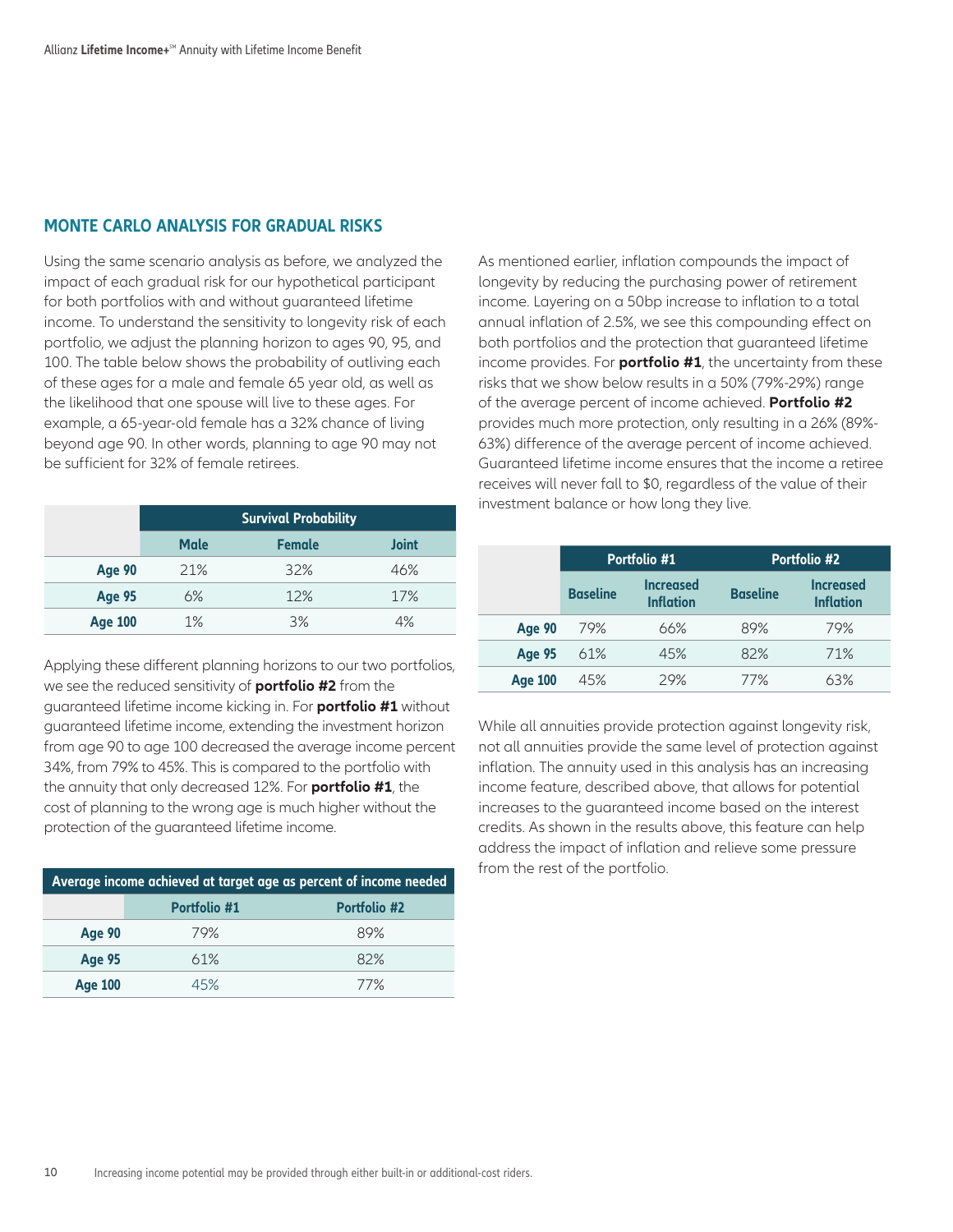## MONTE CARLO ANALYSIS FOR GRADUAL RISKS

Using the same scenario analysis as before, we analyzed the impact of each gradual risk for our hypothetical participant for both portfolios with and without guaranteed lifetime income. To understand the sensitivity to longevity risk of each portfolio, we adjust the planning horizon to ages 90, 95, and 100. The table below shows the probability of outliving each of these ages for a male and female 65 year old, as well as the likelihood that one spouse will live to these ages. For example, a 65-year-old female has a 32% chance of living beyond age 90. In other words, planning to age 90 may not be sufficient for 32% of female retirees.

| | Survival Probability | | |
|---|---|---|---|
| | **Male** | **Female** | **Joint** |
| **Age 90** | 21% | 32% | 46% |
| **Age 95** | 6% | 12% | 17% |
| **Age 100** | 1% | 3% | 4% |

Applying these different planning horizons to our two portfolios, we see the reduced sensitivity of **portfolio #2** from the guaranteed lifetime income kicking in. For **portfolio #1** without guaranteed lifetime income, extending the investment horizon from age 90 to age 100 decreased the average income percent 34%, from 79% to 45%. This is compared to the portfolio with the annuity that only decreased 12%. For **portfolio #1**, the cost of planning to the wrong age is much higher without the protection of the guaranteed lifetime income.

| Average income achieved at target age as percent of income needed | | |
|---|---|---|
| | **Portfolio #1** | **Portfolio #2** |
| **Age 90** | 79% | 89% |
| **Age 95** | 61% | 82% |
| **Age 100** | 45% | 77% |

As mentioned earlier, inflation compounds the impact of longevity by reducing the purchasing power of retirement income. Layering on a 50bp increase to inflation to a total annual inflation of 2.5%, we see this compounding effect on both portfolios and the protection that guaranteed lifetime income provides. For **portfolio #1**, the uncertainty from these risks that we show below results in a 50% (79%-29%) range of the average percent of income achieved. **Portfolio #2** provides much more protection, only resulting in a 26% (89%-63%) difference of the average percent of income achieved. Guaranteed lifetime income ensures that the income a retiree receives will never fall to $0, regardless of the value of their investment balance or how long they live.

| | Portfolio #1 | | Portfolio #2 | |
|---|---|---|---|---|
| | **Baseline** | **Increased Inflation** | **Baseline** | **Increased Inflation** |
| **Age 90** | 79% | 66% | 89% | 79% |
| **Age 95** | 61% | 45% | 82% | 71% |
| **Age 100** | 45% | 29% | 77% | 63% |

While all annuities provide protection against longevity risk, not all annuities provide the same level of protection against inflation. The annuity used in this analysis has an increasing income feature, described above, that allows for potential increases to the guaranteed income based on the interest credits. As shown in the results above, this feature can help address the impact of inflation and relieve some pressure from the rest of the portfolio.

Increasing income potential may be provided through either built-in or additional-cost riders.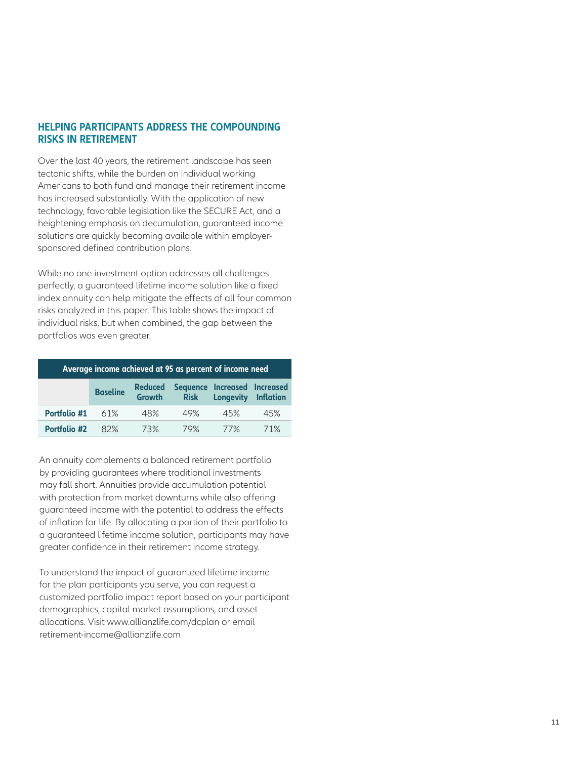## HELPING PARTICIPANTS ADDRESS THE COMPOUNDING RISKS IN RETIREMENT

Over the last 40 years, the retirement landscape has seen tectonic shifts, while the burden on individual working Americans to both fund and manage their retirement income has increased substantially. With the application of new technology, favorable legislation like the SECURE Act, and a heightening emphasis on decumulation, guaranteed income solutions are quickly becoming available within employer-sponsored defined contribution plans.

While no one investment option addresses all challenges perfectly, a guaranteed lifetime income solution like a fixed index annuity can help mitigate the effects of all four common risks analyzed in this paper. This table shows the impact of individual risks, but when combined, the gap between the portfolios was even greater.

| Average income achieved at 95 as percent of income need | | | | | |
|---|---|---|---|---|---|
| | **Baseline** | **Reduced Growth** | **Sequence Risk** | **Increased Longevity** | **Increased Inflation** |
| **Portfolio #1** | 61% | 48% | 49% | 45% | 45% |
| **Portfolio #2** | 82% | 73% | 79% | 77% | 71% |

An annuity complements a balanced retirement portfolio by providing guarantees where traditional investments may fall short. Annuities provide accumulation potential with protection from market downturns while also offering guaranteed income with the potential to address the effects of inflation for life. By allocating a portion of their portfolio to a guaranteed lifetime income solution, participants may have greater confidence in their retirement income strategy.

To understand the impact of guaranteed lifetime income for the plan participants you serve, you can request a customized portfolio impact report based on your participant demographics, capital market assumptions, and asset allocations. Visit www.allianzlife.com/dcplan or email retirement-income@allianzlife.com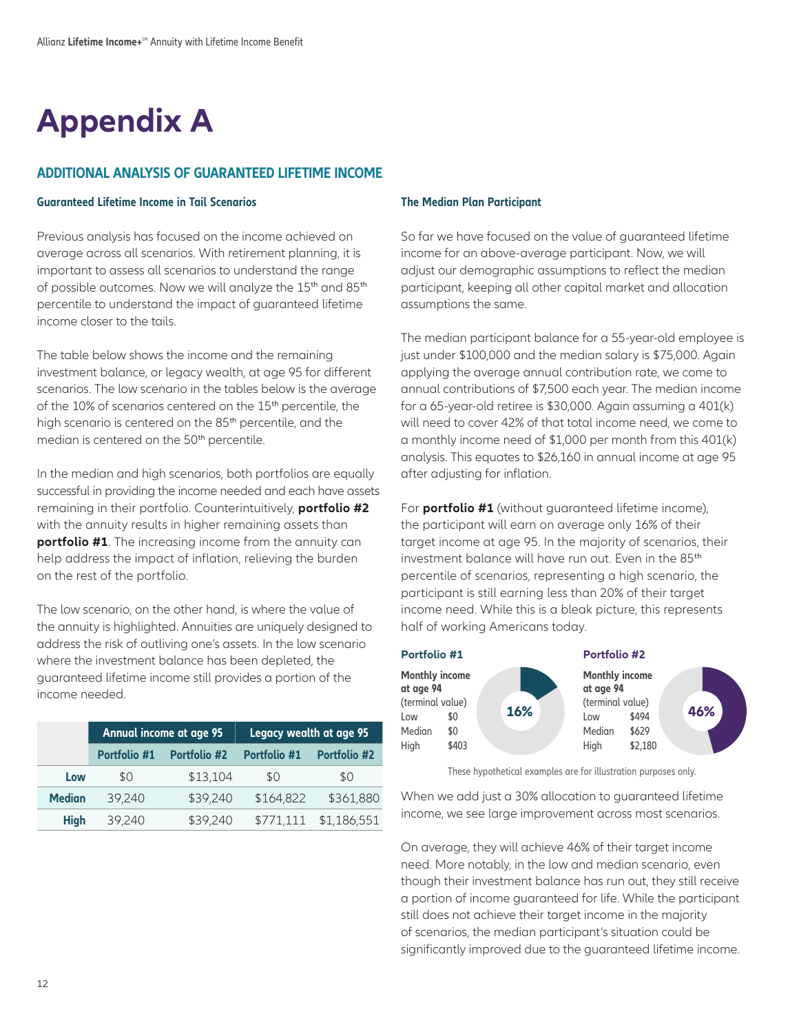# Appendix A

## ADDITIONAL ANALYSIS OF GUARANTEED LIFETIME INCOME

### Guaranteed Lifetime Income in Tail Scenarios

Previous analysis has focused on the income achieved on average across all scenarios. With retirement planning, it is important to assess all scenarios to understand the range of possible outcomes. Now we will analyze the 15th and 85th percentile to understand the impact of guaranteed lifetime income closer to the tails.

The table below shows the income and the remaining investment balance, or legacy wealth, at age 95 for different scenarios. The low scenario in the tables below is the average of the 10% of scenarios centered on the 15th percentile, the high scenario is centered on the 85th percentile, and the median is centered on the 50th percentile.

In the median and high scenarios, both portfolios are equally successful in providing the income needed and each have assets remaining in their portfolio. Counterintuitively, **portfolio #2** with the annuity results in higher remaining assets than **portfolio #1**. The increasing income from the annuity can help address the impact of inflation, relieving the burden on the rest of the portfolio.

The low scenario, on the other hand, is where the value of the annuity is highlighted. Annuities are uniquely designed to address the risk of outliving one's assets. In the low scenario where the investment balance has been depleted, the guaranteed lifetime income still provides a portion of the income needed.

| | Annual income at age 95 | | Legacy wealth at age 95 | |
|---|---|---|---|---|
| | Portfolio #1 | Portfolio #2 | Portfolio #1 | Portfolio #2 |
| **Low** | $0 | $13,104 | $0 | $0 |
| **Median** | 39,240 | $39,240 | $164,822 | $361,880 |
| **High** | 39,240 | $39,240 | $771,111 | $1,186,551 |

### The Median Plan Participant

So far we have focused on the value of guaranteed lifetime income for an above-average participant. Now, we will adjust our demographic assumptions to reflect the median participant, keeping all other capital market and allocation assumptions the same.

The median participant balance for a 55-year-old employee is just under $100,000 and the median salary is $75,000. Again applying the average annual contribution rate, we come to annual contributions of $7,500 each year. The median income for a 65-year-old retiree is $30,000. Again assuming a 401(k) will need to cover 42% of that total income need, we come to a monthly income need of $1,000 per month from this 401(k) analysis. This equates to $26,160 in annual income at age 95 after adjusting for inflation.

For **portfolio #1** (without guaranteed lifetime income), the participant will earn on average only 16% of their target income at age 95. In the majority of scenarios, their investment balance will have run out. Even in the 85th percentile of scenarios, representing a high scenario, the participant is still earning less than 20% of their target income need. While this is a bleak picture, this represents half of working Americans today.

**Portfolio #1**

**Monthly income at age 94** (terminal value)

| | |
|---|---|
| Low | $0 |
| Median | $0 |
| High | $403 |

16%

**Portfolio #2**

**Monthly income at age 94** (terminal value)

| | |
|---|---|
| Low | $494 |
| Median | $629 |
| High | $2,180 |

46%

These hypothetical examples are for illustration purposes only.

When we add just a 30% allocation to guaranteed lifetime income, we see large improvement across most scenarios.

On average, they will achieve 46% of their target income need. More notably, in the low and median scenario, even though their investment balance has run out, they still receive a portion of income guaranteed for life. While the participant still does not achieve their target income in the majority of scenarios, the median participant's situation could be significantly improved due to the guaranteed lifetime income.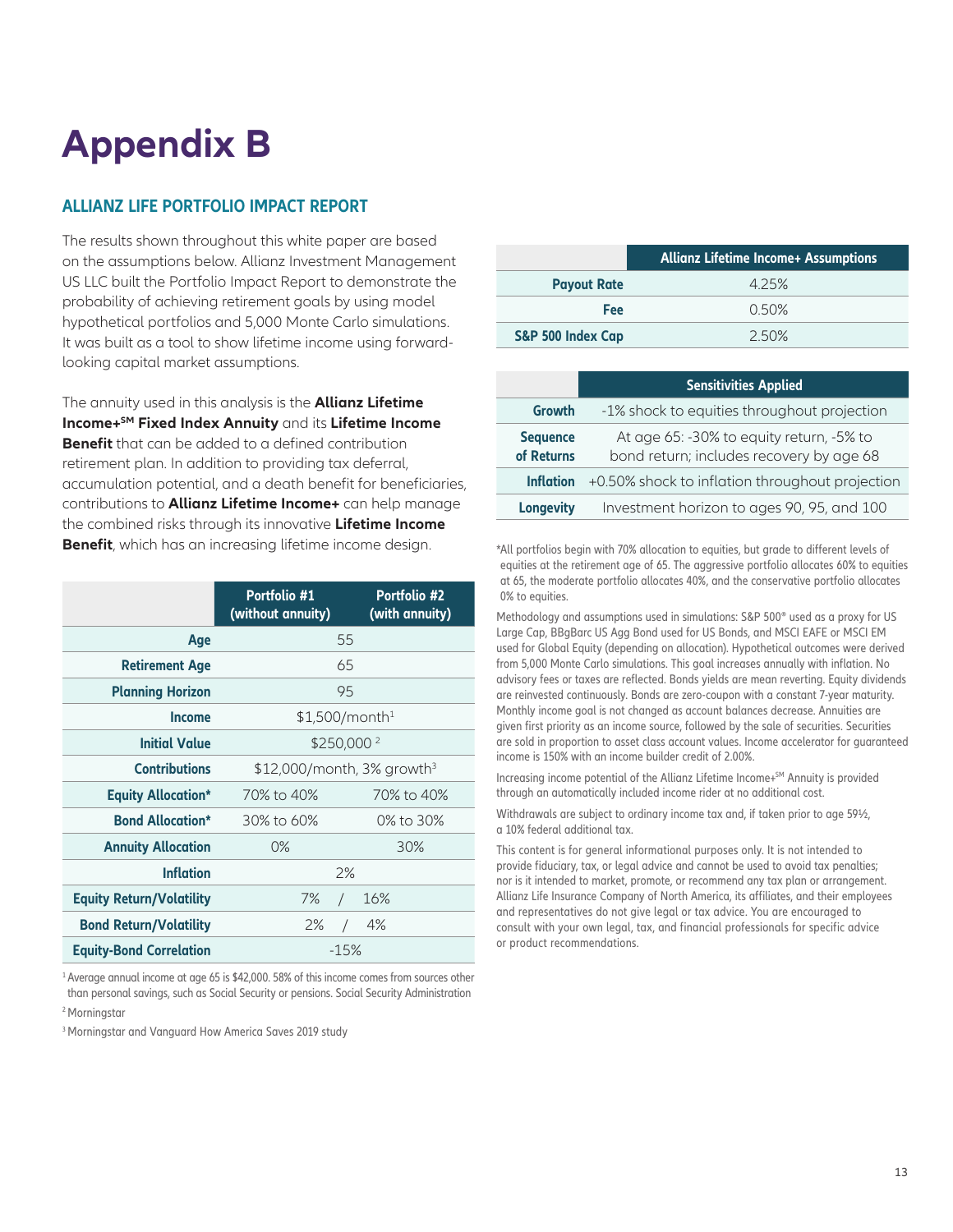# Appendix B

## ALLIANZ LIFE PORTFOLIO IMPACT REPORT

The results shown throughout this white paper are based on the assumptions below. Allianz Investment Management US LLC built the Portfolio Impact Report to demonstrate the probability of achieving retirement goals by using model hypothetical portfolios and 5,000 Monte Carlo simulations. It was built as a tool to show lifetime income using forward-looking capital market assumptions.

The annuity used in this analysis is the **Allianz Lifetime Income+SM Fixed Index Annuity** and its **Lifetime Income Benefit** that can be added to a defined contribution retirement plan. In addition to providing tax deferral, accumulation potential, and a death benefit for beneficiaries, contributions to **Allianz Lifetime Income+** can help manage the combined risks through its innovative **Lifetime Income Benefit**, which has an increasing lifetime income design.

| | Portfolio #1 (without annuity) | Portfolio #2 (with annuity) |
|---|---|---|
| **Age** | 55 | |
| **Retirement Age** | 65 | |
| **Planning Horizon** | 95 | |
| **Income** | $1,500/month[1] | |
| **Initial Value** | $250,000 [2] | |
| **Contributions** | $12,000/month, 3% growth[3] | |
| **Equity Allocation*** | 70% to 40% | 70% to 40% |
| **Bond Allocation*** | 30% to 60% | 0% to 30% |
| **Annuity Allocation** | 0% | 30% |
| **Inflation** | 2% | |
| **Equity Return/Volatility** | 7% / 16% | |
| **Bond Return/Volatility** | 2% / 4% | |
| **Equity-Bond Correlation** | -15% | |

[1] Average annual income at age 65 is $42,000. 58% of this income comes from sources other than personal savings, such as Social Security or pensions. Social Security Administration

[2] Morningstar

[3] Morningstar and Vanguard How America Saves 2019 study

| | Allianz Lifetime Income+ Assumptions |
|---|---|
| **Payout Rate** | 4.25% |
| **Fee** | 0.50% |
| **S&P 500 Index Cap** | 2.50% |

| | Sensitivities Applied |
|---|---|
| **Growth** | -1% shock to equities throughout projection |
| **Sequence of Returns** | At age 65: -30% to equity return, -5% to bond return; includes recovery by age 68 |
| **Inflation** | +0.50% shock to inflation throughout projection |
| **Longevity** | Investment horizon to ages 90, 95, and 100 |

*All portfolios begin with 70% allocation to equities, but grade to different levels of equities at the retirement age of 65. The aggressive portfolio allocates 60% to equities at 65, the moderate portfolio allocates 40%, and the conservative portfolio allocates 0% to equities.

Methodology and assumptions used in simulations: S&P 500® used as a proxy for US Large Cap, BBgBarc US Agg Bond used for US Bonds, and MSCI EAFE or MSCI EM used for Global Equity (depending on allocation). Hypothetical outcomes were derived from 5,000 Monte Carlo simulations. This goal increases annually with inflation. No advisory fees or taxes are reflected. Bonds yields are mean reverting. Equity dividends are reinvested continuously. Bonds are zero-coupon with a constant 7-year maturity. Monthly income goal is not changed as account balances decrease. Annuities are given first priority as an income source, followed by the sale of securities. Securities are sold in proportion to asset class account values. Income accelerator for guaranteed income is 150% with an income builder credit of 2.00%.

Increasing income potential of the Allianz Lifetime Income+SM Annuity is provided through an automatically included income rider at no additional cost.

Withdrawals are subject to ordinary income tax and, if taken prior to age 59½, a 10% federal additional tax.

This content is for general informational purposes only. It is not intended to provide fiduciary, tax, or legal advice and cannot be used to avoid tax penalties; nor is it intended to market, promote, or recommend any tax plan or arrangement. Allianz Life Insurance Company of North America, its affiliates, and their employees and representatives do not give legal or tax advice. You are encouraged to consult with your own legal, tax, and financial professionals for specific advice or product recommendations.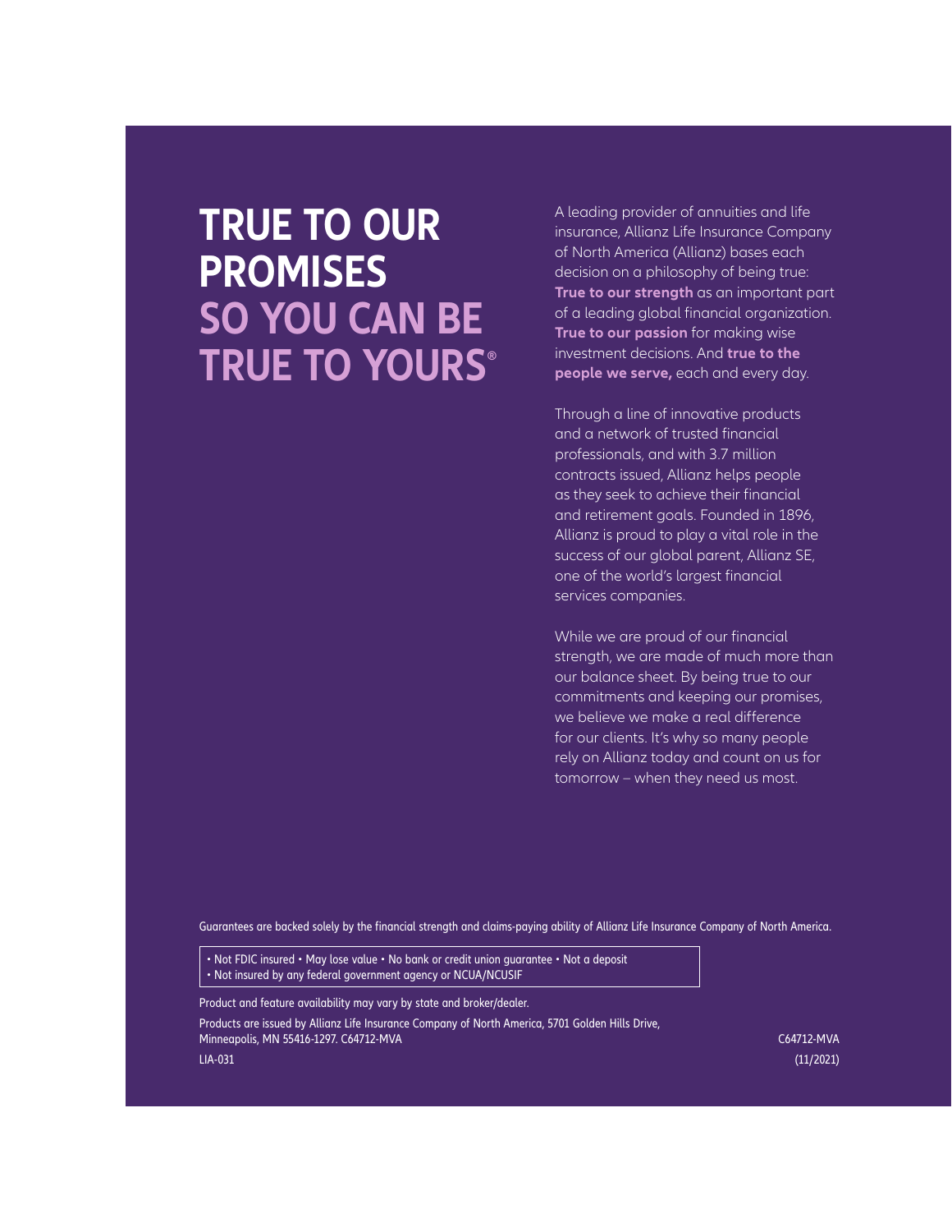# TRUE TO OUR PROMISES SO YOU CAN BE TRUE TO YOURS®

A leading provider of annuities and life insurance, Allianz Life Insurance Company of North America (Allianz) bases each decision on a philosophy of being true: **True to our strength** as an important part of a leading global financial organization. **True to our passion** for making wise investment decisions. And **true to the people we serve,** each and every day.

Through a line of innovative products and a network of trusted financial professionals, and with 3.7 million contracts issued, Allianz helps people as they seek to achieve their financial and retirement goals. Founded in 1896, Allianz is proud to play a vital role in the success of our global parent, Allianz SE, one of the world's largest financial services companies.

While we are proud of our financial strength, we are made of much more than our balance sheet. By being true to our commitments and keeping our promises, we believe we make a real difference for our clients. It's why so many people rely on Allianz today and count on us for tomorrow – when they need us most.

Guarantees are backed solely by the financial strength and claims-paying ability of Allianz Life Insurance Company of North America.

• Not FDIC insured • May lose value • No bank or credit union guarantee • Not a deposit
• Not insured by any federal government agency or NCUA/NCUSIF

Product and feature availability may vary by state and broker/dealer.

Products are issued by Allianz Life Insurance Company of North America, 5701 Golden Hills Drive, Minneapolis, MN 55416-1297. C64712-MVA

LIA-031

C64712-MVA
(11/2021)